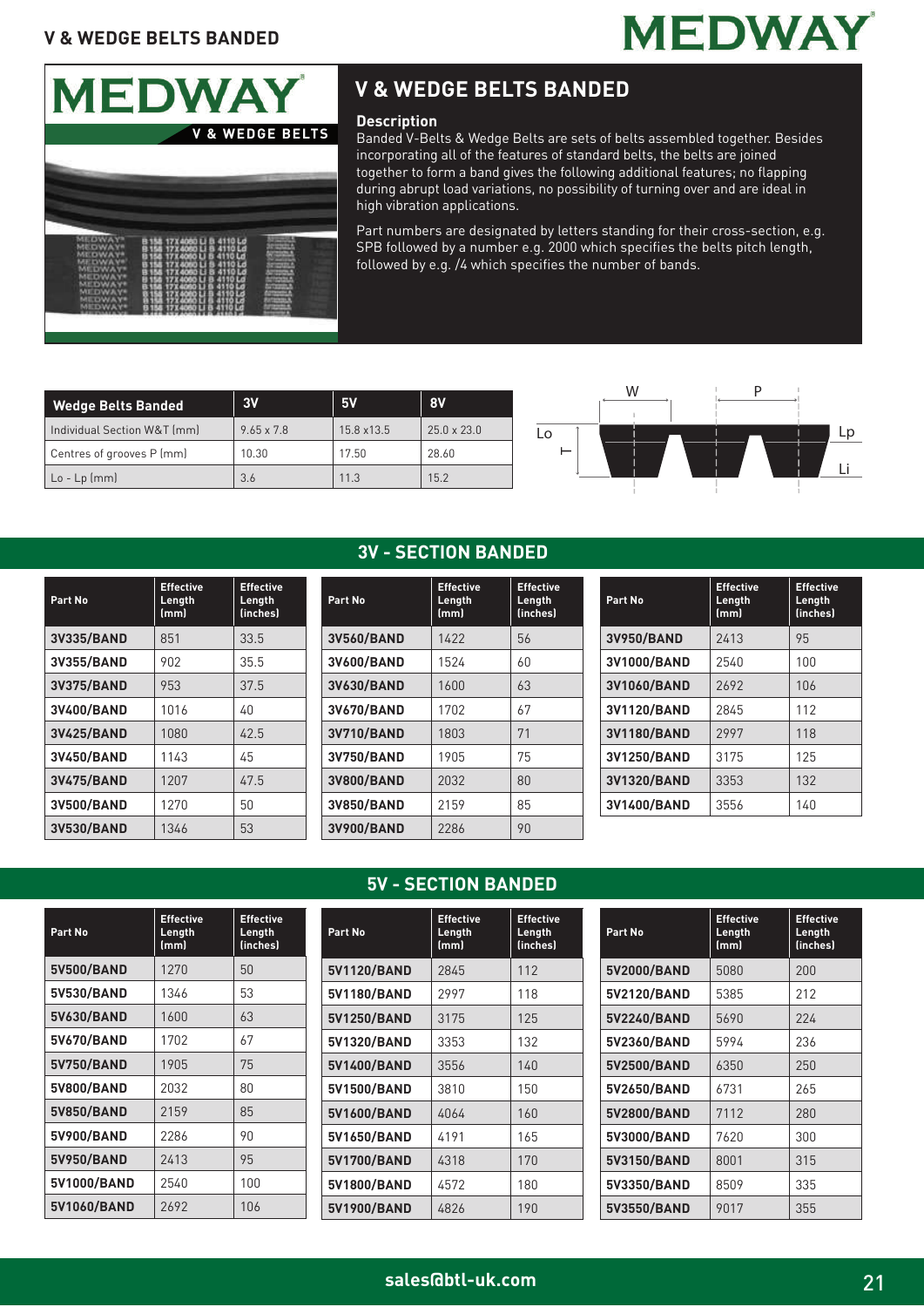# V & WEDGE BELTS BANDED

## Description

Banded V-Belts & Wedge Belts are sets of belts assembled together. Besides incorporating all of the features of standard belts, the belts are joined together to form a band gives the following additional features; no flapping during abrupt load variations, no possibility of turning over and are ideal in high vibration applications.

Part numbers are designated by letters standing for their cross-section, e.g. SPB followed by a number e.g. 2000 which specifies the belts pitch length, followed by e.g. /4 which specifies the number of bands.

| Wedge Belts Banded | 3V | 5V | 8V |
|---|---|---|---|
| Individual Section W&T (mm) | 9.65 x 7.8 | 15.8 x13.5 | 25.0 x 23.0 |
| Centres of grooves P (mm) | 10.30 | 17.50 | 28.60 |
| Lo - Lp (mm) | 3.6 | 11.3 | 15.2 |

## 3V - SECTION BANDED

| Part No | Effective Length (mm) | Effective Length (inches) |
|---|---|---|
| 3V335/BAND | 851 | 33.5 |
| 3V355/BAND | 902 | 35.5 |
| 3V375/BAND | 953 | 37.5 |
| 3V400/BAND | 1016 | 40 |
| 3V425/BAND | 1080 | 42.5 |
| 3V450/BAND | 1143 | 45 |
| 3V475/BAND | 1207 | 47.5 |
| 3V500/BAND | 1270 | 50 |
| 3V530/BAND | 1346 | 53 |
| 3V560/BAND | 1422 | 56 |
| 3V600/BAND | 1524 | 60 |
| 3V630/BAND | 1600 | 63 |
| 3V670/BAND | 1702 | 67 |
| 3V710/BAND | 1803 | 71 |
| 3V750/BAND | 1905 | 75 |
| 3V800/BAND | 2032 | 80 |
| 3V850/BAND | 2159 | 85 |
| 3V900/BAND | 2286 | 90 |
| 3V950/BAND | 2413 | 95 |
| 3V1000/BAND | 2540 | 100 |
| 3V1060/BAND | 2692 | 106 |
| 3V1120/BAND | 2845 | 112 |
| 3V1180/BAND | 2997 | 118 |
| 3V1250/BAND | 3175 | 125 |
| 3V1320/BAND | 3353 | 132 |
| 3V1400/BAND | 3556 | 140 |

## 5V - SECTION BANDED

| Part No | Effective Length (mm) | Effective Length (inches) |
|---|---|---|
| 5V500/BAND | 1270 | 50 |
| 5V530/BAND | 1346 | 53 |
| 5V630/BAND | 1600 | 63 |
| 5V670/BAND | 1702 | 67 |
| 5V750/BAND | 1905 | 75 |
| 5V800/BAND | 2032 | 80 |
| 5V850/BAND | 2159 | 85 |
| 5V900/BAND | 2286 | 90 |
| 5V950/BAND | 2413 | 95 |
| 5V1000/BAND | 2540 | 100 |
| 5V1060/BAND | 2692 | 106 |
| 5V1120/BAND | 2845 | 112 |
| 5V1180/BAND | 2997 | 118 |
| 5V1250/BAND | 3175 | 125 |
| 5V1320/BAND | 3353 | 132 |
| 5V1400/BAND | 3556 | 140 |
| 5V1500/BAND | 3810 | 150 |
| 5V1600/BAND | 4064 | 160 |
| 5V1650/BAND | 4191 | 165 |
| 5V1700/BAND | 4318 | 170 |
| 5V1800/BAND | 4572 | 180 |
| 5V1900/BAND | 4826 | 190 |
| 5V2000/BAND | 5080 | 200 |
| 5V2120/BAND | 5385 | 212 |
| 5V2240/BAND | 5690 | 224 |
| 5V2360/BAND | 5994 | 236 |
| 5V2500/BAND | 6350 | 250 |
| 5V2650/BAND | 6731 | 265 |
| 5V2800/BAND | 7112 | 280 |
| 5V3000/BAND | 7620 | 300 |
| 5V3150/BAND | 8001 | 315 |
| 5V3350/BAND | 8509 | 335 |
| 5V3550/BAND | 9017 | 355 |

sales@btl-uk.com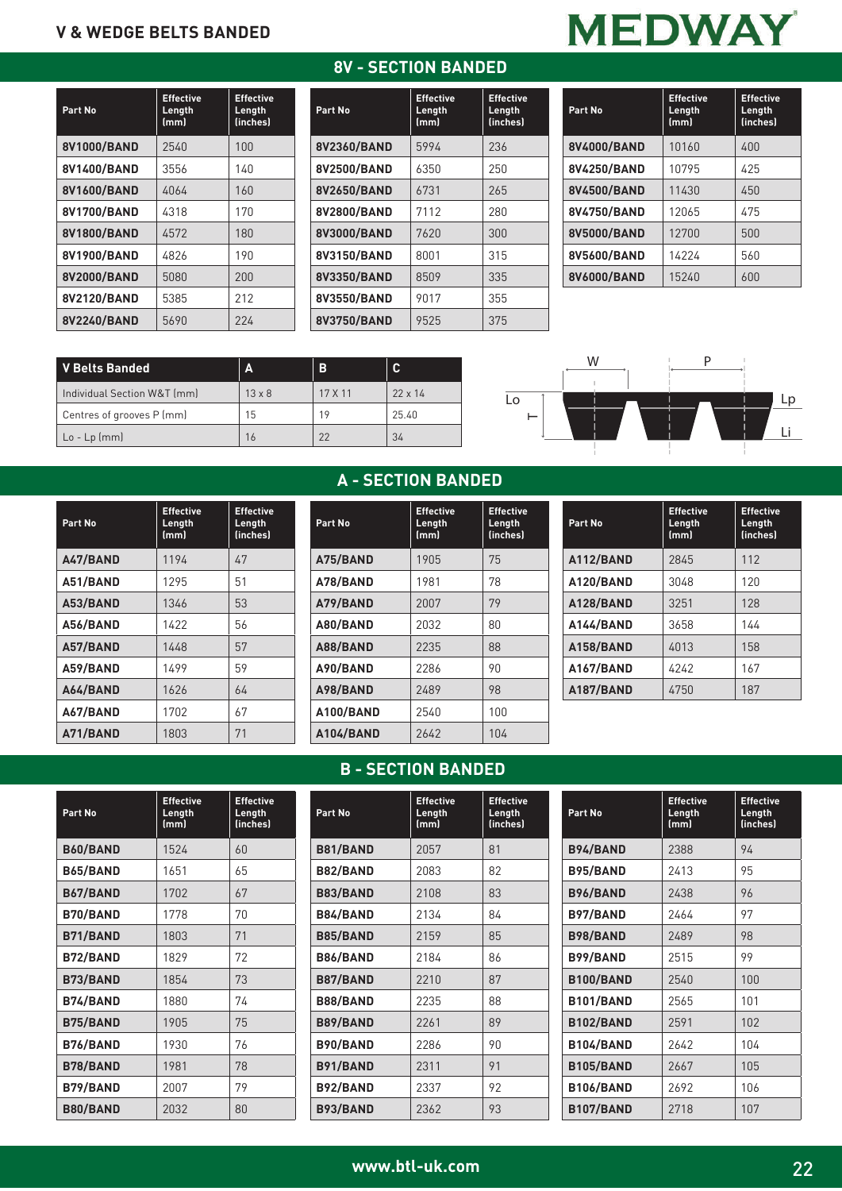# V & WEDGE BELTS BANDED

MEDWAY

## 8V - SECTION BANDED

| Part No | Effective Length (mm) | Effective Length (inches) |
|---|---|---|
| 8V1000/BAND | 2540 | 100 |
| 8V1400/BAND | 3556 | 140 |
| 8V1600/BAND | 4064 | 160 |
| 8V1700/BAND | 4318 | 170 |
| 8V1800/BAND | 4572 | 180 |
| 8V1900/BAND | 4826 | 190 |
| 8V2000/BAND | 5080 | 200 |
| 8V2120/BAND | 5385 | 212 |
| 8V2240/BAND | 5690 | 224 |
| 8V2360/BAND | 5994 | 236 |
| 8V2500/BAND | 6350 | 250 |
| 8V2650/BAND | 6731 | 265 |
| 8V2800/BAND | 7112 | 280 |
| 8V3000/BAND | 7620 | 300 |
| 8V3150/BAND | 8001 | 315 |
| 8V3350/BAND | 8509 | 335 |
| 8V3550/BAND | 9017 | 355 |
| 8V3750/BAND | 9525 | 375 |
| 8V4000/BAND | 10160 | 400 |
| 8V4250/BAND | 10795 | 425 |
| 8V4500/BAND | 11430 | 450 |
| 8V4750/BAND | 12065 | 475 |
| 8V5000/BAND | 12700 | 500 |
| 8V5600/BAND | 14224 | 560 |
| 8V6000/BAND | 15240 | 600 |

| V Belts Banded | A | B | C |
|---|---|---|---|
| Individual Section W&T (mm) | 13 x 8 | 17 X 11 | 22 x 14 |
| Centres of grooves P (mm) | 15 | 19 | 25.40 |
| Lo - Lp (mm) | 16 | 22 | 34 |

W P Lo T Lp Li

## A - SECTION BANDED

| Part No | Effective Length (mm) | Effective Length (inches) |
|---|---|---|
| A47/BAND | 1194 | 47 |
| A51/BAND | 1295 | 51 |
| A53/BAND | 1346 | 53 |
| A56/BAND | 1422 | 56 |
| A57/BAND | 1448 | 57 |
| A59/BAND | 1499 | 59 |
| A64/BAND | 1626 | 64 |
| A67/BAND | 1702 | 67 |
| A71/BAND | 1803 | 71 |
| A75/BAND | 1905 | 75 |
| A78/BAND | 1981 | 78 |
| A79/BAND | 2007 | 79 |
| A80/BAND | 2032 | 80 |
| A88/BAND | 2235 | 88 |
| A90/BAND | 2286 | 90 |
| A98/BAND | 2489 | 98 |
| A100/BAND | 2540 | 100 |
| A104/BAND | 2642 | 104 |
| A112/BAND | 2845 | 112 |
| A120/BAND | 3048 | 120 |
| A128/BAND | 3251 | 128 |
| A144/BAND | 3658 | 144 |
| A158/BAND | 4013 | 158 |
| A167/BAND | 4242 | 167 |
| A187/BAND | 4750 | 187 |

## B - SECTION BANDED

| Part No | Effective Length (mm) | Effective Length (inches) |
|---|---|---|
| B60/BAND | 1524 | 60 |
| B65/BAND | 1651 | 65 |
| B67/BAND | 1702 | 67 |
| B70/BAND | 1778 | 70 |
| B71/BAND | 1803 | 71 |
| B72/BAND | 1829 | 72 |
| B73/BAND | 1854 | 73 |
| B74/BAND | 1880 | 74 |
| B75/BAND | 1905 | 75 |
| B76/BAND | 1930 | 76 |
| B78/BAND | 1981 | 78 |
| B79/BAND | 2007 | 79 |
| B80/BAND | 2032 | 80 |
| B81/BAND | 2057 | 81 |
| B82/BAND | 2083 | 82 |
| B83/BAND | 2108 | 83 |
| B84/BAND | 2134 | 84 |
| B85/BAND | 2159 | 85 |
| B86/BAND | 2184 | 86 |
| B87/BAND | 2210 | 87 |
| B88/BAND | 2235 | 88 |
| B89/BAND | 2261 | 89 |
| B90/BAND | 2286 | 90 |
| B91/BAND | 2311 | 91 |
| B92/BAND | 2337 | 92 |
| B93/BAND | 2362 | 93 |
| B94/BAND | 2388 | 94 |
| B95/BAND | 2413 | 95 |
| B96/BAND | 2438 | 96 |
| B97/BAND | 2464 | 97 |
| B98/BAND | 2489 | 98 |
| B99/BAND | 2515 | 99 |
| B100/BAND | 2540 | 100 |
| B101/BAND | 2565 | 101 |
| B102/BAND | 2591 | 102 |
| B104/BAND | 2642 | 104 |
| B105/BAND | 2667 | 105 |
| B106/BAND | 2692 | 106 |
| B107/BAND | 2718 | 107 |

www.btl-uk.com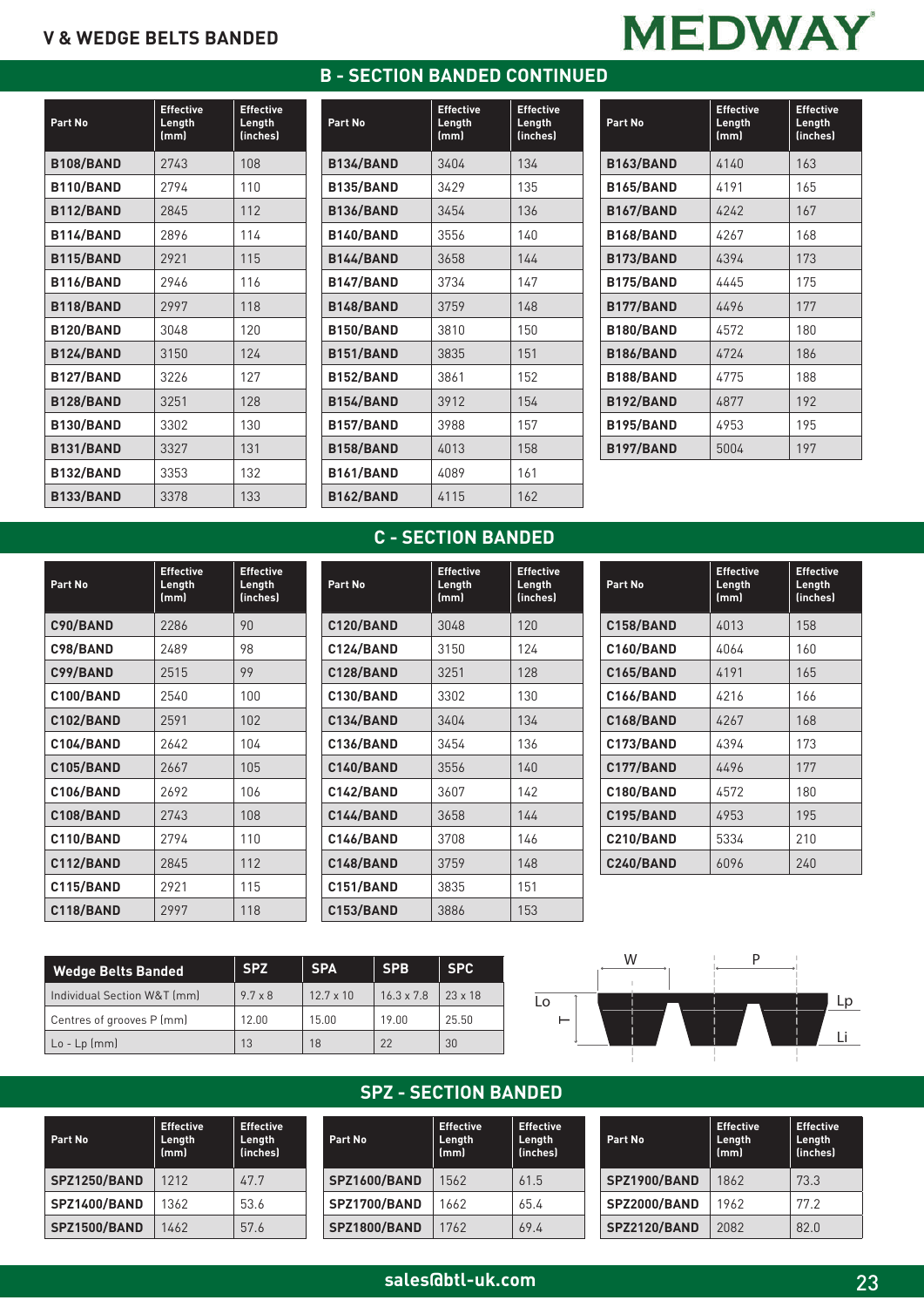# V & WEDGE BELTS BANDED

## B - SECTION BANDED CONTINUED

| Part No | Effective Length (mm) | Effective Length (inches) |
|---|---|---|
| **B108/BAND** | 2743 | 108 |
| **B110/BAND** | 2794 | 110 |
| **B112/BAND** | 2845 | 112 |
| **B114/BAND** | 2896 | 114 |
| **B115/BAND** | 2921 | 115 |
| **B116/BAND** | 2946 | 116 |
| **B118/BAND** | 2997 | 118 |
| **B120/BAND** | 3048 | 120 |
| **B124/BAND** | 3150 | 124 |
| **B127/BAND** | 3226 | 127 |
| **B128/BAND** | 3251 | 128 |
| **B130/BAND** | 3302 | 130 |
| **B131/BAND** | 3327 | 131 |
| **B132/BAND** | 3353 | 132 |
| **B133/BAND** | 3378 | 133 |
| **B134/BAND** | 3404 | 134 |
| **B135/BAND** | 3429 | 135 |
| **B136/BAND** | 3454 | 136 |
| **B140/BAND** | 3556 | 140 |
| **B144/BAND** | 3658 | 144 |
| **B147/BAND** | 3734 | 147 |
| **B148/BAND** | 3759 | 148 |
| **B150/BAND** | 3810 | 150 |
| **B151/BAND** | 3835 | 151 |
| **B152/BAND** | 3861 | 152 |
| **B154/BAND** | 3912 | 154 |
| **B157/BAND** | 3988 | 157 |
| **B158/BAND** | 4013 | 158 |
| **B161/BAND** | 4089 | 161 |
| **B162/BAND** | 4115 | 162 |
| **B163/BAND** | 4140 | 163 |
| **B165/BAND** | 4191 | 165 |
| **B167/BAND** | 4242 | 167 |
| **B168/BAND** | 4267 | 168 |
| **B173/BAND** | 4394 | 173 |
| **B175/BAND** | 4445 | 175 |
| **B177/BAND** | 4496 | 177 |
| **B180/BAND** | 4572 | 180 |
| **B186/BAND** | 4724 | 186 |
| **B188/BAND** | 4775 | 188 |
| **B192/BAND** | 4877 | 192 |
| **B195/BAND** | 4953 | 195 |
| **B197/BAND** | 5004 | 197 |

## C - SECTION BANDED

| Part No | Effective Length (mm) | Effective Length (inches) |
|---|---|---|
| **C90/BAND** | 2286 | 90 |
| **C98/BAND** | 2489 | 98 |
| **C99/BAND** | 2515 | 99 |
| **C100/BAND** | 2540 | 100 |
| **C102/BAND** | 2591 | 102 |
| **C104/BAND** | 2642 | 104 |
| **C105/BAND** | 2667 | 105 |
| **C106/BAND** | 2692 | 106 |
| **C108/BAND** | 2743 | 108 |
| **C110/BAND** | 2794 | 110 |
| **C112/BAND** | 2845 | 112 |
| **C115/BAND** | 2921 | 115 |
| **C118/BAND** | 2997 | 118 |
| **C120/BAND** | 3048 | 120 |
| **C124/BAND** | 3150 | 124 |
| **C128/BAND** | 3251 | 128 |
| **C130/BAND** | 3302 | 130 |
| **C134/BAND** | 3404 | 134 |
| **C136/BAND** | 3454 | 136 |
| **C140/BAND** | 3556 | 140 |
| **C142/BAND** | 3607 | 142 |
| **C144/BAND** | 3658 | 144 |
| **C146/BAND** | 3708 | 146 |
| **C148/BAND** | 3759 | 148 |
| **C151/BAND** | 3835 | 151 |
| **C153/BAND** | 3886 | 153 |
| **C158/BAND** | 4013 | 158 |
| **C160/BAND** | 4064 | 160 |
| **C165/BAND** | 4191 | 165 |
| **C166/BAND** | 4216 | 166 |
| **C168/BAND** | 4267 | 168 |
| **C173/BAND** | 4394 | 173 |
| **C177/BAND** | 4496 | 177 |
| **C180/BAND** | 4572 | 180 |
| **C195/BAND** | 4953 | 195 |
| **C210/BAND** | 5334 | 210 |
| **C240/BAND** | 6096 | 240 |

| Wedge Belts Banded | SPZ | SPA | SPB | SPC |
|---|---|---|---|---|
| Individual Section W&T (mm) | 9.7 x 8 | 12.7 x 10 | 16.3 x 7.8 | 23 x 18 |
| Centres of grooves P (mm) | 12.00 | 15.00 | 19.00 | 25.50 |
| Lo - Lp (mm) | 13 | 18 | 22 | 30 |

W P Lo T Lp Li

## SPZ - SECTION BANDED

| Part No | Effective Length (mm) | Effective Length (inches) |
|---|---|---|
| **SPZ1250/BAND** | 1212 | 47.7 |
| **SPZ1400/BAND** | 1362 | 53.6 |
| **SPZ1500/BAND** | 1462 | 57.6 |
| **SPZ1600/BAND** | 1562 | 61.5 |
| **SPZ1700/BAND** | 1662 | 65.4 |
| **SPZ1800/BAND** | 1762 | 69.4 |
| **SPZ1900/BAND** | 1862 | 73.3 |
| **SPZ2000/BAND** | 1962 | 77.2 |
| **SPZ2120/BAND** | 2082 | 82.0 |

**sales@btl-uk.com**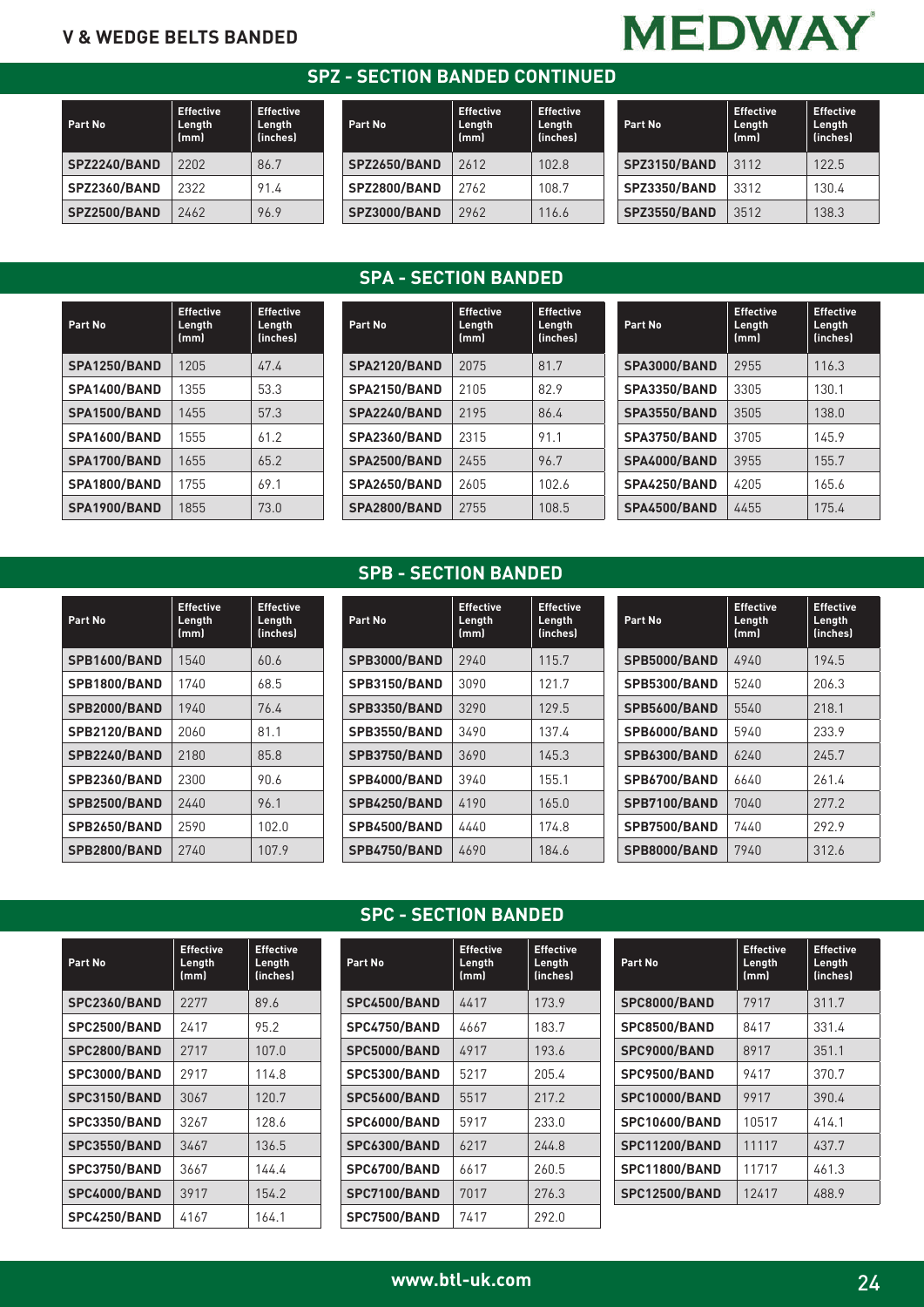## SPZ - SECTION BANDED CONTINUED

| Part No | Effective Length (mm) | Effective Length (inches) |
|---|---|---|
| SPZ2240/BAND | 2202 | 86.7 |
| SPZ2360/BAND | 2322 | 91.4 |
| SPZ2500/BAND | 2462 | 96.9 |

| Part No | Effective Length (mm) | Effective Length (inches) |
|---|---|---|
| SPZ2650/BAND | 2612 | 102.8 |
| SPZ2800/BAND | 2762 | 108.7 |
| SPZ3000/BAND | 2962 | 116.6 |

| Part No | Effective Length (mm) | Effective Length (inches) |
|---|---|---|
| SPZ3150/BAND | 3112 | 122.5 |
| SPZ3350/BAND | 3312 | 130.4 |
| SPZ3550/BAND | 3512 | 138.3 |

## SPA - SECTION BANDED

| Part No | Effective Length (mm) | Effective Length (inches) |
|---|---|---|
| SPA1250/BAND | 1205 | 47.4 |
| SPA1400/BAND | 1355 | 53.3 |
| SPA1500/BAND | 1455 | 57.3 |
| SPA1600/BAND | 1555 | 61.2 |
| SPA1700/BAND | 1655 | 65.2 |
| SPA1800/BAND | 1755 | 69.1 |
| SPA1900/BAND | 1855 | 73.0 |

| Part No | Effective Length (mm) | Effective Length (inches) |
|---|---|---|
| SPA2120/BAND | 2075 | 81.7 |
| SPA2150/BAND | 2105 | 82.9 |
| SPA2240/BAND | 2195 | 86.4 |
| SPA2360/BAND | 2315 | 91.1 |
| SPA2500/BAND | 2455 | 96.7 |
| SPA2650/BAND | 2605 | 102.6 |
| SPA2800/BAND | 2755 | 108.5 |

| Part No | Effective Length (mm) | Effective Length (inches) |
|---|---|---|
| SPA3000/BAND | 2955 | 116.3 |
| SPA3350/BAND | 3305 | 130.1 |
| SPA3550/BAND | 3505 | 138.0 |
| SPA3750/BAND | 3705 | 145.9 |
| SPA4000/BAND | 3955 | 155.7 |
| SPA4250/BAND | 4205 | 165.6 |
| SPA4500/BAND | 4455 | 175.4 |

## SPB - SECTION BANDED

| Part No | Effective Length (mm) | Effective Length (inches) |
|---|---|---|
| SPB1600/BAND | 1540 | 60.6 |
| SPB1800/BAND | 1740 | 68.5 |
| SPB2000/BAND | 1940 | 76.4 |
| SPB2120/BAND | 2060 | 81.1 |
| SPB2240/BAND | 2180 | 85.8 |
| SPB2360/BAND | 2300 | 90.6 |
| SPB2500/BAND | 2440 | 96.1 |
| SPB2650/BAND | 2590 | 102.0 |
| SPB2800/BAND | 2740 | 107.9 |

| Part No | Effective Length (mm) | Effective Length (inches) |
|---|---|---|
| SPB3000/BAND | 2940 | 115.7 |
| SPB3150/BAND | 3090 | 121.7 |
| SPB3350/BAND | 3290 | 129.5 |
| SPB3550/BAND | 3490 | 137.4 |
| SPB3750/BAND | 3690 | 145.3 |
| SPB4000/BAND | 3940 | 155.1 |
| SPB4250/BAND | 4190 | 165.0 |
| SPB4500/BAND | 4440 | 174.8 |
| SPB4750/BAND | 4690 | 184.6 |

| Part No | Effective Length (mm) | Effective Length (inches) |
|---|---|---|
| SPB5000/BAND | 4940 | 194.5 |
| SPB5300/BAND | 5240 | 206.3 |
| SPB5600/BAND | 5540 | 218.1 |
| SPB6000/BAND | 5940 | 233.9 |
| SPB6300/BAND | 6240 | 245.7 |
| SPB6700/BAND | 6640 | 261.4 |
| SPB7100/BAND | 7040 | 277.2 |
| SPB7500/BAND | 7440 | 292.9 |
| SPB8000/BAND | 7940 | 312.6 |

## SPC - SECTION BANDED

| Part No | Effective Length (mm) | Effective Length (inches) |
|---|---|---|
| SPC2360/BAND | 2277 | 89.6 |
| SPC2500/BAND | 2417 | 95.2 |
| SPC2800/BAND | 2717 | 107.0 |
| SPC3000/BAND | 2917 | 114.8 |
| SPC3150/BAND | 3067 | 120.7 |
| SPC3350/BAND | 3267 | 128.6 |
| SPC3550/BAND | 3467 | 136.5 |
| SPC3750/BAND | 3667 | 144.4 |
| SPC4000/BAND | 3917 | 154.2 |
| SPC4250/BAND | 4167 | 164.1 |

| Part No | Effective Length (mm) | Effective Length (inches) |
|---|---|---|
| SPC4500/BAND | 4417 | 173.9 |
| SPC4750/BAND | 4667 | 183.7 |
| SPC5000/BAND | 4917 | 193.6 |
| SPC5300/BAND | 5217 | 205.4 |
| SPC5600/BAND | 5517 | 217.2 |
| SPC6000/BAND | 5917 | 233.0 |
| SPC6300/BAND | 6217 | 244.8 |
| SPC6700/BAND | 6617 | 260.5 |
| SPC7100/BAND | 7017 | 276.3 |
| SPC7500/BAND | 7417 | 292.0 |

| Part No | Effective Length (mm) | Effective Length (inches) |
|---|---|---|
| SPC8000/BAND | 7917 | 311.7 |
| SPC8500/BAND | 8417 | 331.4 |
| SPC9000/BAND | 8917 | 351.1 |
| SPC9500/BAND | 9417 | 370.7 |
| SPC10000/BAND | 9917 | 390.4 |
| SPC10600/BAND | 10517 | 414.1 |
| SPC11200/BAND | 11117 | 437.7 |
| SPC11800/BAND | 11717 | 461.3 |
| SPC12500/BAND | 12417 | 488.9 |